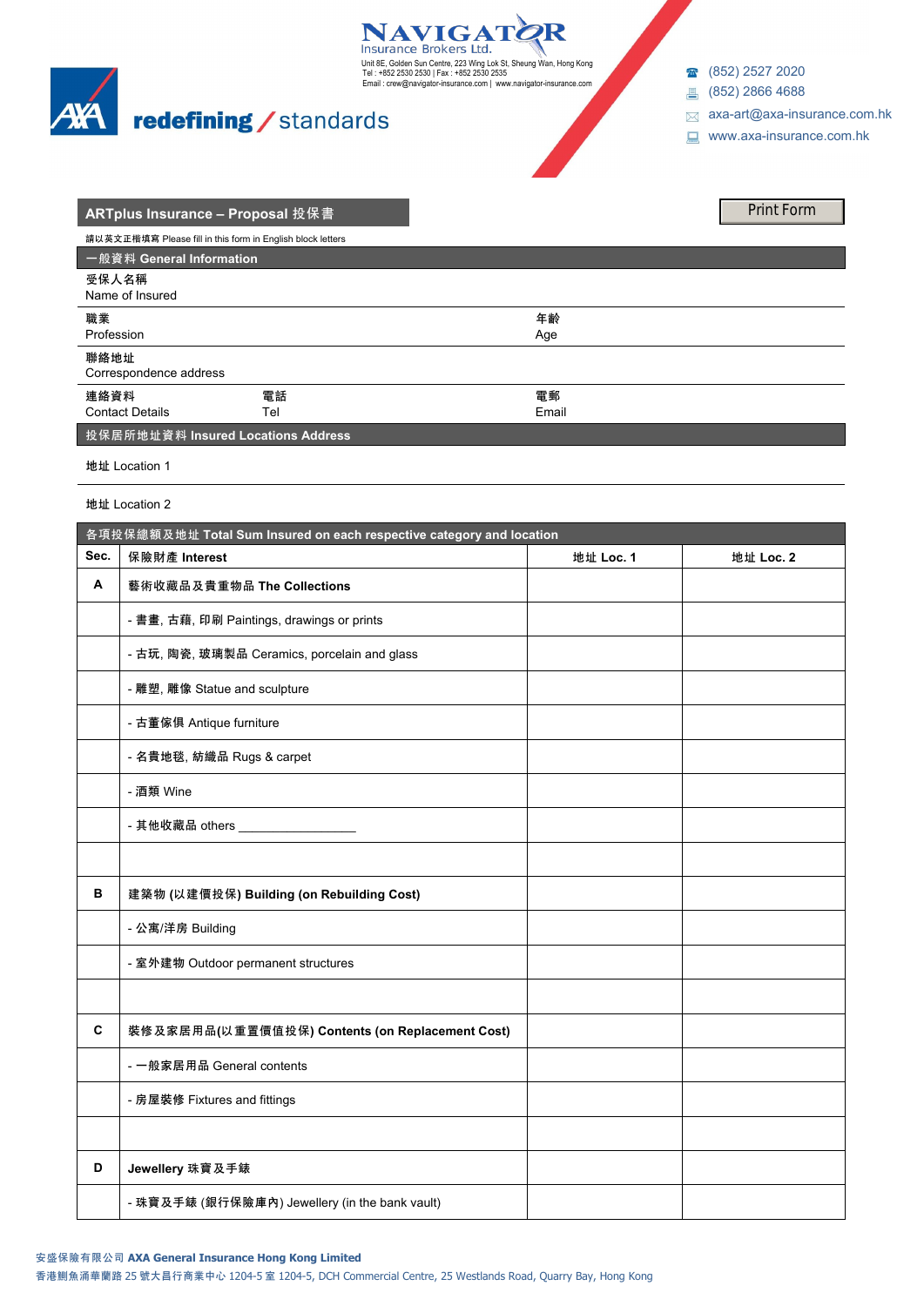NAVIGATOR
Insurance Brokers Ltd.
Unit 8E, Golden Sun Centre, 223 Wing Lok St, Sheung Wan, Hong Kong
Tel : +852 2530 2530 | Fax : +852 2530 2535
Email : crew@navigator-insurance.com | www.navigator-insurance.com

AXA **redefining** / standards

(852) 2527 2020
(852) 2866 4688
axa-art@axa-insurance.com.hk
www.axa-insurance.com.hk

## ARTplus Insurance – Proposal 投保書

Print Form

請以英文正楷填寫 Please fill in this form in English block letters

### 一般資料 General Information

受保人名稱
Name of Insured

職業
Profession

年齡
Age

聯絡地址
Correspondence address

連絡資料
Contact Details

電話
Tel

電郵
Email

### 投保居所地址資料 Insured Locations Address

地址 Location 1

地址 Location 2

### 各項投保總額及地址 Total Sum Insured on each respective category and location

| Sec. | 保險財產 Interest | 地址 Loc. 1 | 地址 Loc. 2 |
|---|---|---|---|
| A | **藝術收藏品及貴重物品 The Collections** | | |
| | - 書畫, 古藉, 印刷 Paintings, drawings or prints | | |
| | - 古玩, 陶瓷, 玻璃製品 Ceramics, porcelain and glass | | |
| | - 雕塑, 雕像 Statue and sculpture | | |
| | - 古董傢俱 Antique furniture | | |
| | - 名貴地毯, 紡織品 Rugs & carpet | | |
| | - 酒類 Wine | | |
| | - 其他收藏品 others ________________ | | |
| | | | |
| B | **建築物 (以建價投保) Building (on Rebuilding Cost)** | | |
| | - 公寓/洋房 Building | | |
| | - 室外建物 Outdoor permanent structures | | |
| | | | |
| C | **裝修及家居用品(以重置價值投保) Contents (on Replacement Cost)** | | |
| | - 一般家居用品 General contents | | |
| | - 房屋裝修 Fixtures and fittings | | |
| | | | |
| D | **Jewellery 珠寶及手錶** | | |
| | - 珠寶及手錶 (銀行保險庫內) Jewellery (in the bank vault) | | |

安盛保險有限公司 **AXA General Insurance Hong Kong Limited**
香港鰂魚涌華蘭路 25 號太昌行商業中心 1204-5 室 1204-5, DCH Commercial Centre, 25 Westlands Road, Quarry Bay, Hong Kong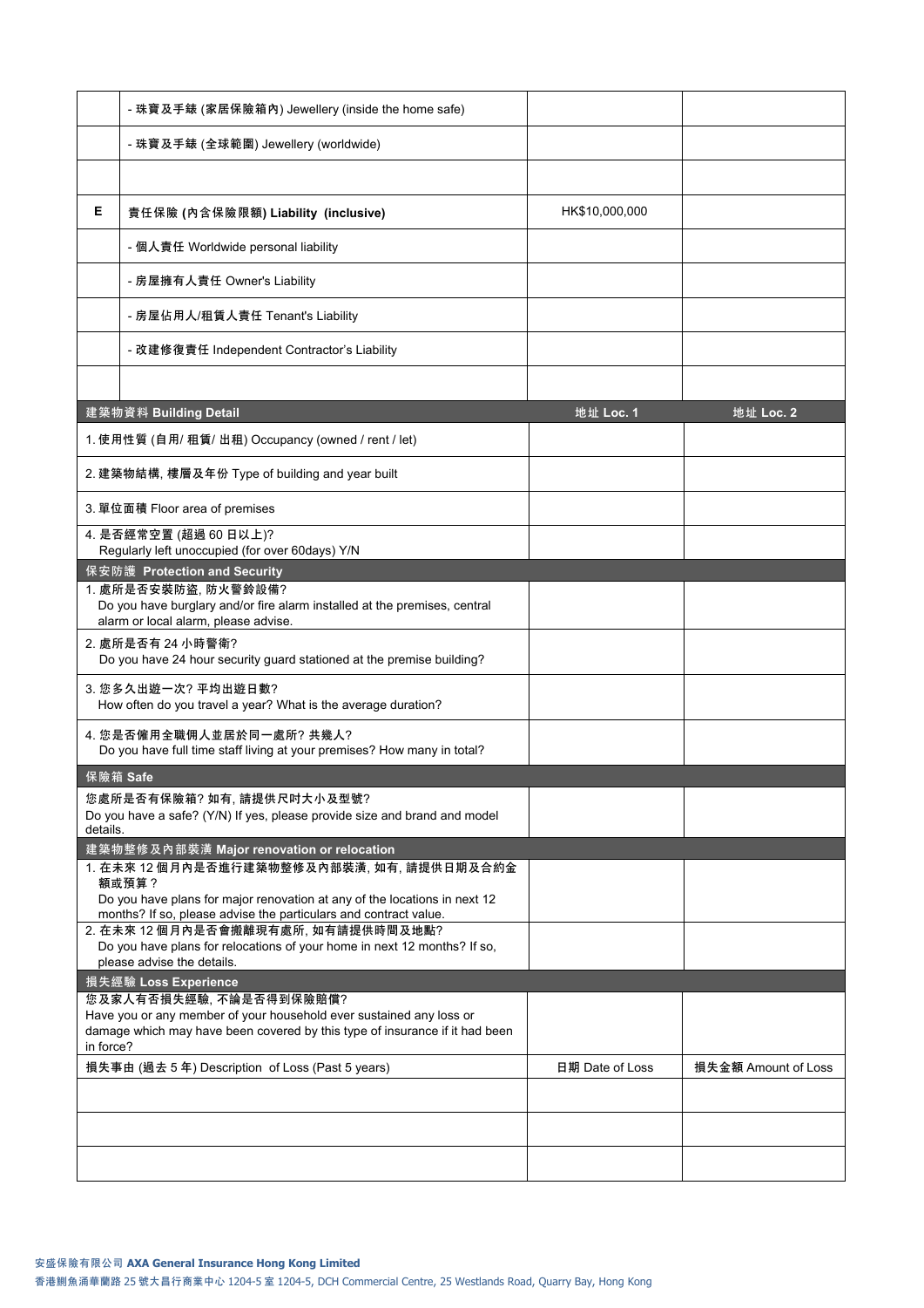| | | | |
|---|---|---|---|
| | - 珠寶及手錶 (家居保險箱內) Jewellery (inside the home safe) | | |
| | - 珠寶及手錶 (全球範圍) Jewellery (worldwide) | | |
| | | | |
| E | **責任保險 (內含保險限額) Liability (inclusive)** | HK$10,000,000 | |
| | - 個人責任 Worldwide personal liability | | |
| | - 房屋擁有人責任 Owner's Liability | | |
| | - 房屋佔用人/租賃人責任 Tenant's Liability | | |
| | - 改建修復責任 Independent Contractor's Liability | | |
| | | | |

| **建築物資料 Building Detail** | **地址 Loc. 1** | **地址 Loc. 2** |
|---|---|---|
| 1. 使用性質 (自用/ 租賃/ 出租) Occupancy (owned / rent / let) | | |
| 2. 建築物結構, 樓層及年份 Type of building and year built | | |
| 3. 單位面積 Floor area of premises | | |
| 4. 是否經常空置 (超過 60 日以上)? Regularly left unoccupied (for over 60days) Y/N | | |
| **保安防護 Protection and Security** | | |
| 1. 處所是否安裝防盜, 防火警鈴設備? Do you have burglary and/or fire alarm installed at the premises, central alarm or local alarm, please advise. | | |
| 2. 處所是否有 24 小時警衛? Do you have 24 hour security guard stationed at the premise building? | | |
| 3. 您多久出遊一次? 平均出遊日數? How often do you travel a year? What is the average duration? | | |
| 4. 您是否僱用全職傭人並居於同一處所? 共幾人? Do you have full time staff living at your premises? How many in total? | | |
| **保險箱 Safe** | | |
| 您處所是否有保險箱? 如有, 請提供尺吋大小及型號? Do you have a safe? (Y/N) If yes, please provide size and brand and model details. | | |
| **建築物整修及內部裝潢 Major renovation or relocation** | | |
| 1. 在未來 12 個月內是否進行建築物整修及內部裝潢, 如有, 請提供日期及合約金額或預算? Do you have plans for major renovation at any of the locations in next 12 months? If so, please advise the particulars and contract value. | | |
| 2. 在未來 12 個月內是否會搬離現有處所, 如有請提供時間及地點? Do you have plans for relocations of your home in next 12 months? If so, please advise the details. | | |
| **損失經驗 Loss Experience** | | |
| 您及家人有否損失經驗, 不論是否得到保險賠償? Have you or any member of your household ever sustained any loss or damage which may have been covered by this type of insurance if it had been in force? | | |
| 損失事由 (過去 5 年) Description of Loss (Past 5 years) | 日期 Date of Loss | 損失金額 Amount of Loss |
| | | |
| | | |
| | | |

安盛保險有限公司 **AXA General Insurance Hong Kong Limited**
香港鰂魚涌華蘭路 25 號大昌行商業中心 1204-5 室 1204-5, DCH Commercial Centre, 25 Westlands Road, Quarry Bay, Hong Kong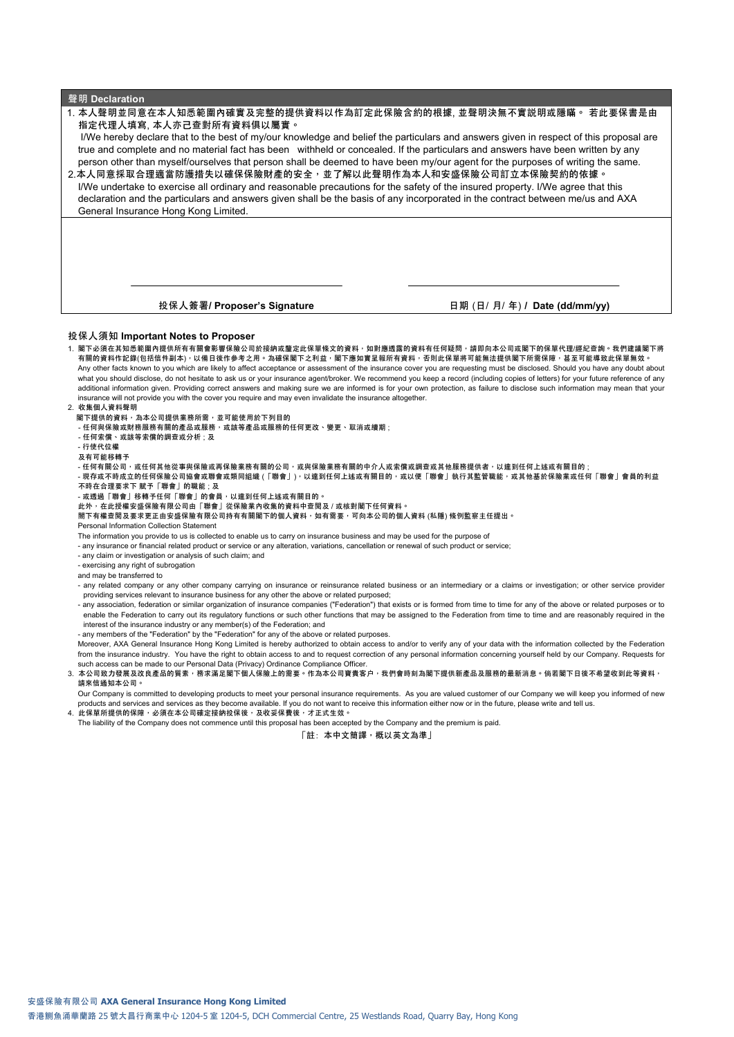## 聲明 Declaration

1. **本人聲明並同意在本人知悉範圍內確實及完整的提供資料以作為訂定此保險合約的根據, 並聲明決無不實說明或隱瞞。 若此要保書是由指定代理人填寫, 本人亦己查對所有資料俱以屬實。**

   I/We hereby declare that to the best of my/our knowledge and belief the particulars and answers given in respect of this proposal are true and complete and no material fact has been withheld or concealed. If the particulars and answers have been written by any person other than myself/ourselves that person shall be deemed to have been my/our agent for the purposes of writing the same.

2. **本人同意採取合理適當防護措失以確保保險財產的安全，並了解以此聲明作為本人和安盛保險公司訂立本保險契約的依據。**

   I/We undertake to exercise all ordinary and reasonable precautions for the safety of the insured property. I/We agree that this declaration and the particulars and answers given shall be the basis of any incorporated in the contract between me/us and AXA General Insurance Hong Kong Limited.

| **投保人簽署/ Proposer's Signature** | **日期 (日/ 月/ 年) / Date (dd/mm/yy)** |
|---|---|
| | |

## 投保人須知 Important Notes to Proposer

1. 閣下必須在其知悉範圍內提供所有有關會影響保險公司於接納或釐定此保單條文的資料，如對應透露的資料有任何疑問，請即向本公司或閣下的保單代理/經紀查詢。我們建議閣下將有關的資料作記錄(包括信件副本)，以備日後作參考之用。為確保閣下之利益，閣下應如實呈報所有資料，否則此保單將可能無法提供閣下所需保障，甚至可能導致此保單無效。

   Any other facts known to you which are likely to affect acceptance or assessment of the insurance cover you are requesting must be disclosed. Should you have any doubt about what you should disclose, do not hesitate to ask us or your insurance agent/broker. We recommend you keep a record (including copies of letters) for your future reference of any additional information given. Providing correct answers and making sure we are informed is for your own protection, as failure to disclose such information may mean that your insurance will not provide you with the cover you require and may even invalidate the insurance altogether.

2. 收集個人資料聲明

   閣下提供的資料，為本公司提供業務所需，並可能使用於下列目的
   - 任何與保險或財務服務有關的產品或服務，或該等產品或服務的任何更改、變更、取消或續期；
   - 任何索償、或該等索償的調查或分析；及
   - 行使代位權

   及有可能移轉予
   - 任何有關公司，或任何其他從事與保險或再保險業務有關的公司，或與保險業務有關的中介人或索償或調查或其他服務提供者，以達到任何上述或有關目的；
   - 現存或不時成立的任何保險公司協會或聯會或類同組織 (「聯會」)，以達到任何上述或有關目的，或以便「聯會」執行其監管職能，或其他基於保險業或任何「聯會」會員的利益不時在合理要求下 賦予「聯會」的職能；及
   - 或透過「聯會」移轉予任何「聯會」的會員，以達到任何上述或有關目的。

   此外，在此授權安盛保險有限公司由「聯會」從保險業內收集的資料中查閱及 / 或核對閣下任何資料。

   閣下有權查閱及要求更正由安盛保險有限公司持有有關閣下的個人資料，如有需要，可向本公司的個人資料 (私隱) 條例監察主任提出。

   Personal Information Collection Statement

   The information you provide to us is collected to enable us to carry on insurance business and may be used for the purpose of
   - any insurance or financial related product or service or any alteration, variations, cancellation or renewal of such product or service;
   - any claim or investigation or analysis of such claim; and
   - exercising any right of subrogation

   and may be transferred to
   - any related company or any other company carrying on insurance or reinsurance related business or an intermediary or a claims or investigation; or other service provider providing services relevant to insurance business for any other the above or related purposed;
   - any association, federation or similar organization of insurance companies ("Federation") that exists or is formed from time to time for any of the above or related purposes or to enable the Federation to carry out its regulatory functions or such other functions that may be assigned to the Federation from time to time and are reasonably required in the interest of the insurance industry or any member(s) of the Federation; and
   - any members of the "Federation" by the "Federation" for any of the above or related purposes.

   Moreover, AXA General Insurance Hong Kong Limited is hereby authorized to obtain access to and/or to verify any of your data with the information collected by the Federation from the insurance industry. You have the right to obtain access to and to request correction of any personal information concerning yourself held by our Company. Requests for such access can be made to our Personal Data (Privacy) Ordinance Compliance Officer.

3. 本公司致力發展及改良產品的質素，務求滿足閣下個人保險上的需要。作為本公司寶貴客户，我們會時刻為閣下提供新產品及服務的最新消息。倘若閣下日後不希望收到此等資料，請來信通知本公司。

   Our Company is committed to developing products to meet your personal insurance requirements. As you are valued customer of our Company we will keep you informed of new products and services and services as they become available. If you do not want to receive this information either now or in the future, please write and tell us.

4. 此保單所提供的保障，必須在本公司確定接納投保後，及收妥保費後，才正式生效。

   The liability of the Company does not commence until this proposal has been accepted by the Company and the premium is paid.

「註：本中文簡譯，概以英文為準」

**安盛保險有限公司 AXA General Insurance Hong Kong Limited**

香港鰂魚涌華蘭路 25 號大昌行商業中心 1204-5 室 1204-5, DCH Commercial Centre, 25 Westlands Road, Quarry Bay, Hong Kong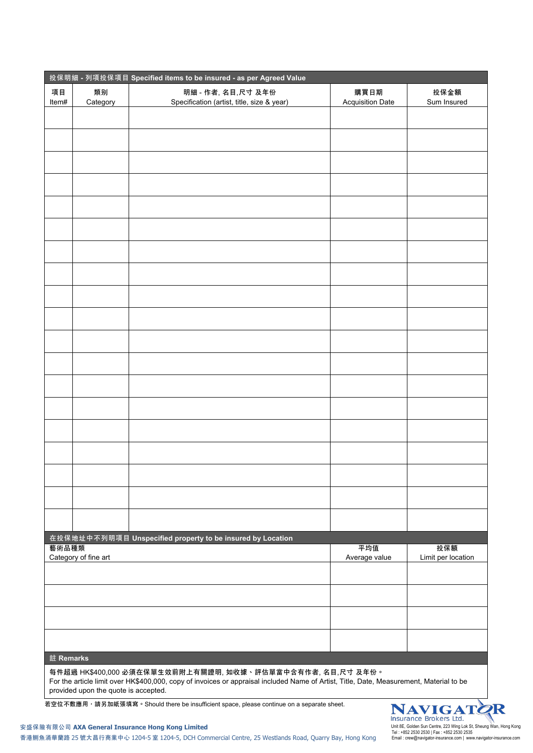## 投保明細 - 列項投保項目 Specified items to be insured - as per Agreed Value

| 項目<br>Item# | 類別<br>Category | 明細 - 作者, 名目,尺寸 及年份<br>Specification (artist, title, size & year) | 購買日期<br>Acquisition Date | 投保金額<br>Sum Insured |
|---|---|---|---|---|
| | | | | |
| | | | | |
| | | | | |
| | | | | |
| | | | | |
| | | | | |
| | | | | |
| | | | | |
| | | | | |
| | | | | |
| | | | | |
| | | | | |
| | | | | |
| | | | | |
| | | | | |
| | | | | |
| | | | | |
| | | | | |
| | | | | |

## 在投保地址中不列明項目 Unspecified property to be insured by Location

| 藝術品種類<br>Category of fine art | 平均值<br>Average value | 投保額<br>Limit per location |
|---|---|---|
| | | |
| | | |
| | | |
| | | |

## 註 Remarks

每件超過 HK$400,000 必須在保單生效前附上有關證明, 如收據、評估單當中含有作者, 名目,尺寸 及年份。
For the article limit over HK$400,000, copy of invoices or appraisal included Name of Artist, Title, Date, Measurement, Material to be provided upon the quote is accepted.

若空位不敷應用，請另加紙張填寫。Should there be insufficient space, please continue on a separate sheet.

安盛保險有限公司 **AXA General Insurance Hong Kong Limited**
香港鰂魚涌華蘭路 25 號大昌行商業中心 1204-5 室 1204-5, DCH Commercial Centre, 25 Westlands Road, Quarry Bay, Hong Kong

NAVIGATOR Insurance Brokers Ltd.
Unit 8E, Golden Sun Centre, 223 Wing Lok St, Sheung Wan, Hong Kong
Tel : +852 2530 2530 | Fax : +852 2530 2535
Email : crew@navigator-insurance.com | www.navigator-insurance.com